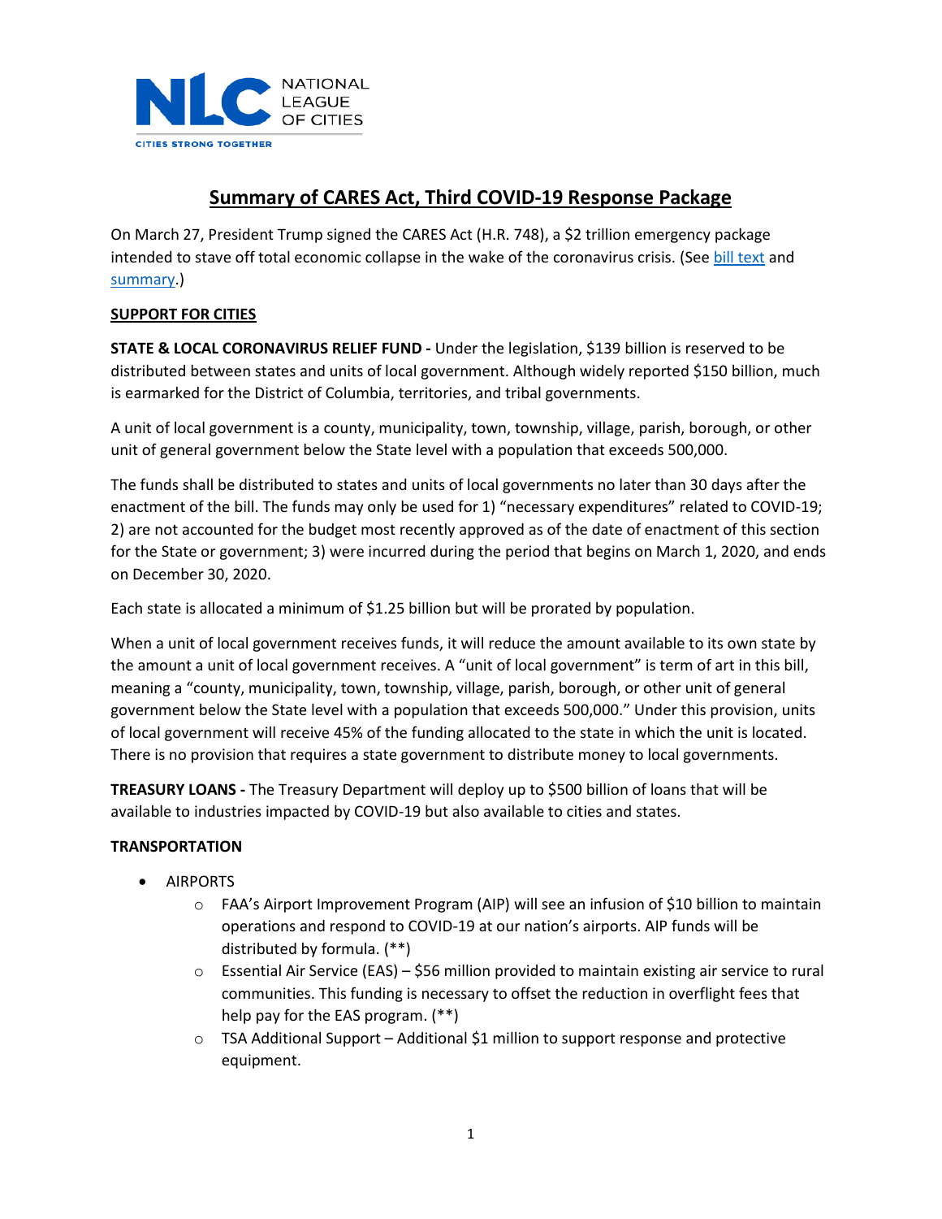NATIONAL LEAGUE OF CITIES

CITIES STRONG TOGETHER

# Summary of CARES Act, Third COVID-19 Response Package

On March 27, President Trump signed the CARES Act (H.R. 748), a $2 trillion emergency package intended to stave off total economic collapse in the wake of the coronavirus crisis. (See [bill text]() and [summary]().)

## SUPPORT FOR CITIES

**STATE & LOCAL CORONAVIRUS RELIEF FUND -** Under the legislation, $139 billion is reserved to be distributed between states and units of local government. Although widely reported $150 billion, much is earmarked for the District of Columbia, territories, and tribal governments.

A unit of local government is a county, municipality, town, township, village, parish, borough, or other unit of general government below the State level with a population that exceeds 500,000.

The funds shall be distributed to states and units of local governments no later than 30 days after the enactment of the bill. The funds may only be used for 1) "necessary expenditures" related to COVID-19; 2) are not accounted for the budget most recently approved as of the date of enactment of this section for the State or government; 3) were incurred during the period that begins on March 1, 2020, and ends on December 30, 2020.

Each state is allocated a minimum of $1.25 billion but will be prorated by population.

When a unit of local government receives funds, it will reduce the amount available to its own state by the amount a unit of local government receives. A "unit of local government" is term of art in this bill, meaning a "county, municipality, town, township, village, parish, borough, or other unit of general government below the State level with a population that exceeds 500,000." Under this provision, units of local government will receive 45% of the funding allocated to the state in which the unit is located. There is no provision that requires a state government to distribute money to local governments.

**TREASURY LOANS -** The Treasury Department will deploy up to $500 billion of loans that will be available to industries impacted by COVID-19 but also available to cities and states.

## TRANSPORTATION

- AIRPORTS
  - FAA's Airport Improvement Program (AIP) will see an infusion of $10 billion to maintain operations and respond to COVID-19 at our nation's airports. AIP funds will be distributed by formula. (**)
  - Essential Air Service (EAS) – $56 million provided to maintain existing air service to rural communities. This funding is necessary to offset the reduction in overflight fees that help pay for the EAS program. (**)
  - TSA Additional Support – Additional $1 million to support response and protective equipment.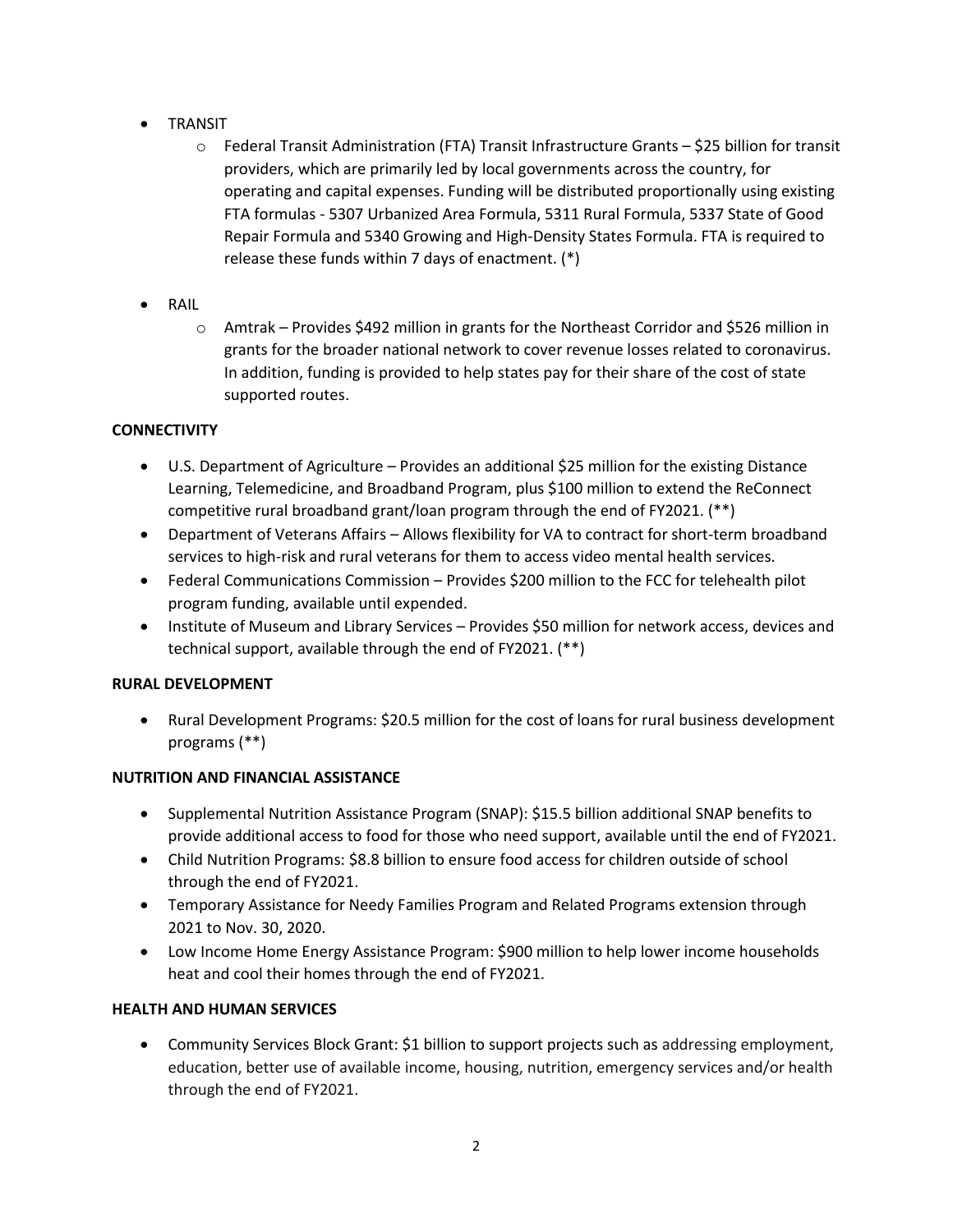- TRANSIT
    - Federal Transit Administration (FTA) Transit Infrastructure Grants – $25 billion for transit providers, which are primarily led by local governments across the country, for operating and capital expenses. Funding will be distributed proportionally using existing FTA formulas - 5307 Urbanized Area Formula, 5311 Rural Formula, 5337 State of Good Repair Formula and 5340 Growing and High-Density States Formula. FTA is required to release these funds within 7 days of enactment. (*)

- RAIL
    - Amtrak – Provides $492 million in grants for the Northeast Corridor and $526 million in grants for the broader national network to cover revenue losses related to coronavirus. In addition, funding is provided to help states pay for their share of the cost of state supported routes.

**CONNECTIVITY**

- U.S. Department of Agriculture – Provides an additional $25 million for the existing Distance Learning, Telemedicine, and Broadband Program, plus $100 million to extend the ReConnect competitive rural broadband grant/loan program through the end of FY2021. (**)
- Department of Veterans Affairs – Allows flexibility for VA to contract for short-term broadband services to high-risk and rural veterans for them to access video mental health services.
- Federal Communications Commission – Provides $200 million to the FCC for telehealth pilot program funding, available until expended.
- Institute of Museum and Library Services – Provides $50 million for network access, devices and technical support, available through the end of FY2021. (**)

**RURAL DEVELOPMENT**

- Rural Development Programs: $20.5 million for the cost of loans for rural business development programs (**)

**NUTRITION AND FINANCIAL ASSISTANCE**

- Supplemental Nutrition Assistance Program (SNAP): $15.5 billion additional SNAP benefits to provide additional access to food for those who need support, available until the end of FY2021.
- Child Nutrition Programs: $8.8 billion to ensure food access for children outside of school through the end of FY2021.
- Temporary Assistance for Needy Families Program and Related Programs extension through 2021 to Nov. 30, 2020.
- Low Income Home Energy Assistance Program: $900 million to help lower income households heat and cool their homes through the end of FY2021.

**HEALTH AND HUMAN SERVICES**

- Community Services Block Grant: $1 billion to support projects such as addressing employment, education, better use of available income, housing, nutrition, emergency services and/or health through the end of FY2021.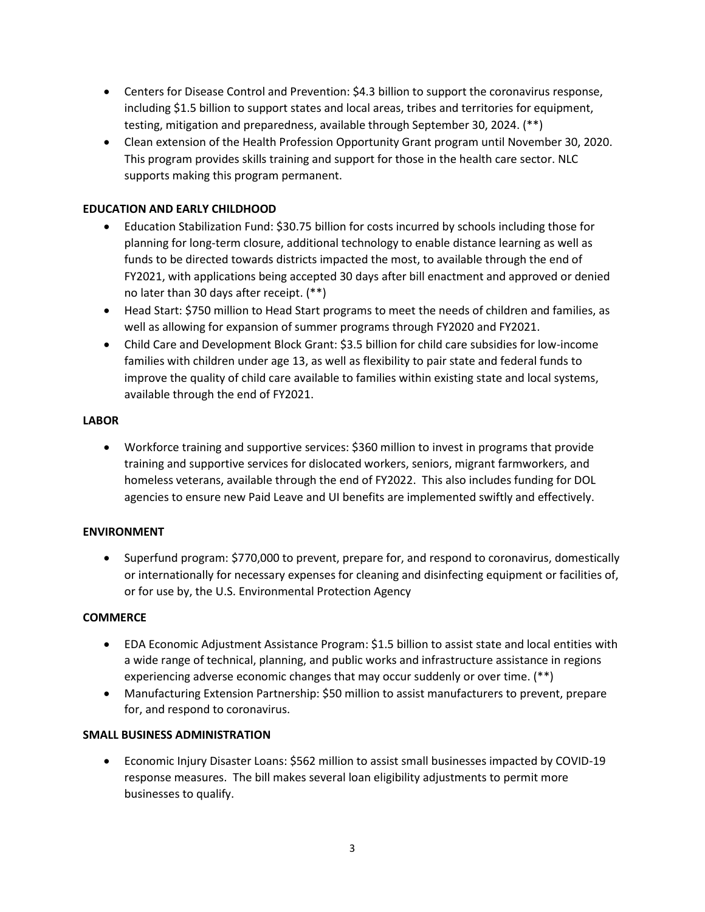- Centers for Disease Control and Prevention: $4.3 billion to support the coronavirus response, including $1.5 billion to support states and local areas, tribes and territories for equipment, testing, mitigation and preparedness, available through September 30, 2024. (**)
- Clean extension of the Health Profession Opportunity Grant program until November 30, 2020. This program provides skills training and support for those in the health care sector. NLC supports making this program permanent.

**EDUCATION AND EARLY CHILDHOOD**

- Education Stabilization Fund: $30.75 billion for costs incurred by schools including those for planning for long-term closure, additional technology to enable distance learning as well as funds to be directed towards districts impacted the most, to available through the end of FY2021, with applications being accepted 30 days after bill enactment and approved or denied no later than 30 days after receipt. (**)
- Head Start: $750 million to Head Start programs to meet the needs of children and families, as well as allowing for expansion of summer programs through FY2020 and FY2021.
- Child Care and Development Block Grant: $3.5 billion for child care subsidies for low-income families with children under age 13, as well as flexibility to pair state and federal funds to improve the quality of child care available to families within existing state and local systems, available through the end of FY2021.

**LABOR**

- Workforce training and supportive services: $360 million to invest in programs that provide training and supportive services for dislocated workers, seniors, migrant farmworkers, and homeless veterans, available through the end of FY2022. This also includes funding for DOL agencies to ensure new Paid Leave and UI benefits are implemented swiftly and effectively.

**ENVIRONMENT**

- Superfund program: $770,000 to prevent, prepare for, and respond to coronavirus, domestically or internationally for necessary expenses for cleaning and disinfecting equipment or facilities of, or for use by, the U.S. Environmental Protection Agency

**COMMERCE**

- EDA Economic Adjustment Assistance Program: $1.5 billion to assist state and local entities with a wide range of technical, planning, and public works and infrastructure assistance in regions experiencing adverse economic changes that may occur suddenly or over time. (**)
- Manufacturing Extension Partnership: $50 million to assist manufacturers to prevent, prepare for, and respond to coronavirus.

**SMALL BUSINESS ADMINISTRATION**

- Economic Injury Disaster Loans: $562 million to assist small businesses impacted by COVID-19 response measures. The bill makes several loan eligibility adjustments to permit more businesses to qualify.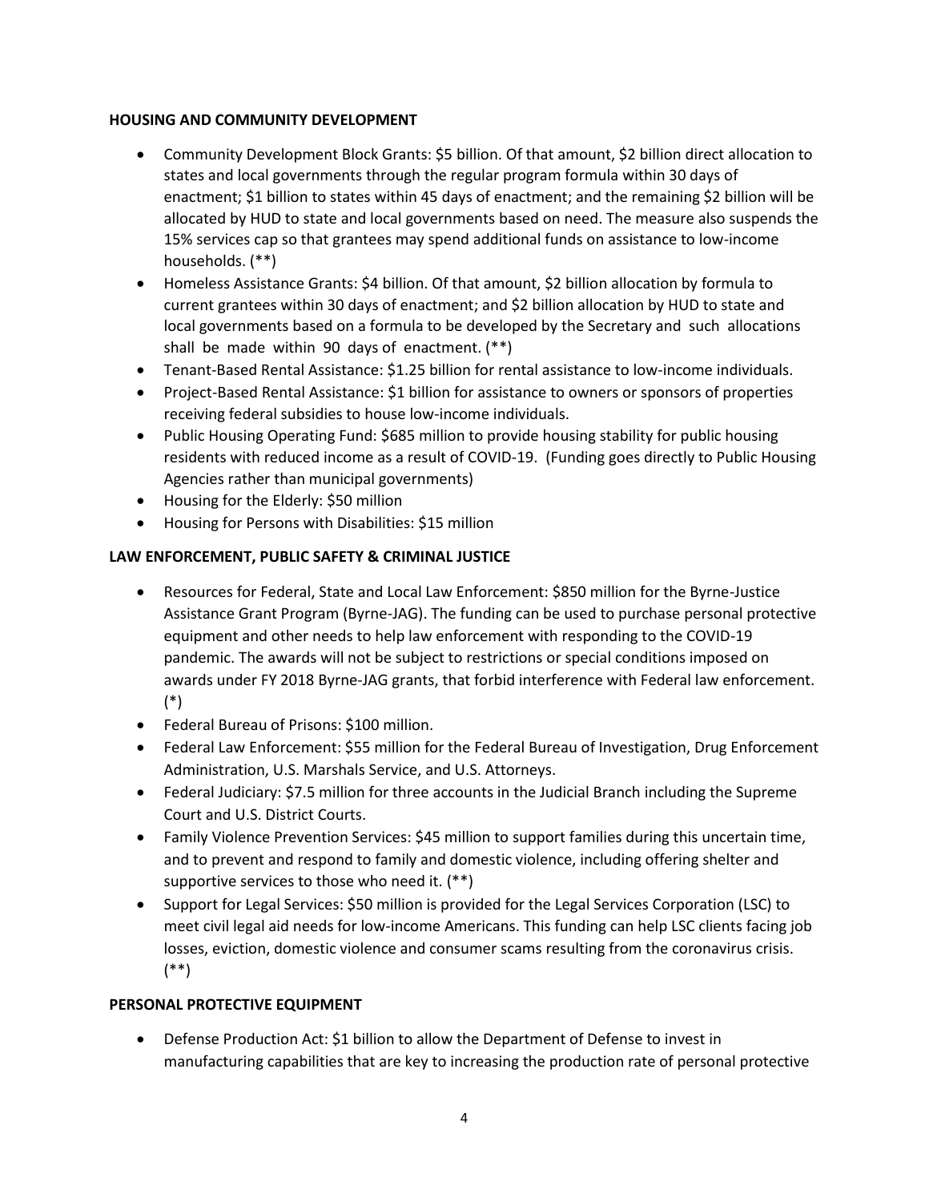**HOUSING AND COMMUNITY DEVELOPMENT**

- Community Development Block Grants: $5 billion. Of that amount, $2 billion direct allocation to states and local governments through the regular program formula within 30 days of enactment; $1 billion to states within 45 days of enactment; and the remaining $2 billion will be allocated by HUD to state and local governments based on need. The measure also suspends the 15% services cap so that grantees may spend additional funds on assistance to low-income households. (**)
- Homeless Assistance Grants: $4 billion. Of that amount, $2 billion allocation by formula to current grantees within 30 days of enactment; and $2 billion allocation by HUD to state and local governments based on a formula to be developed by the Secretary and such allocations shall be made within 90 days of enactment. (**)
- Tenant-Based Rental Assistance: $1.25 billion for rental assistance to low-income individuals.
- Project-Based Rental Assistance: $1 billion for assistance to owners or sponsors of properties receiving federal subsidies to house low-income individuals.
- Public Housing Operating Fund: $685 million to provide housing stability for public housing residents with reduced income as a result of COVID-19. (Funding goes directly to Public Housing Agencies rather than municipal governments)
- Housing for the Elderly: $50 million
- Housing for Persons with Disabilities: $15 million

**LAW ENFORCEMENT, PUBLIC SAFETY & CRIMINAL JUSTICE**

- Resources for Federal, State and Local Law Enforcement: $850 million for the Byrne-Justice Assistance Grant Program (Byrne-JAG). The funding can be used to purchase personal protective equipment and other needs to help law enforcement with responding to the COVID-19 pandemic. The awards will not be subject to restrictions or special conditions imposed on awards under FY 2018 Byrne-JAG grants, that forbid interference with Federal law enforcement. (*)
- Federal Bureau of Prisons: $100 million.
- Federal Law Enforcement: $55 million for the Federal Bureau of Investigation, Drug Enforcement Administration, U.S. Marshals Service, and U.S. Attorneys.
- Federal Judiciary: $7.5 million for three accounts in the Judicial Branch including the Supreme Court and U.S. District Courts.
- Family Violence Prevention Services: $45 million to support families during this uncertain time, and to prevent and respond to family and domestic violence, including offering shelter and supportive services to those who need it. (**)
- Support for Legal Services: $50 million is provided for the Legal Services Corporation (LSC) to meet civil legal aid needs for low-income Americans. This funding can help LSC clients facing job losses, eviction, domestic violence and consumer scams resulting from the coronavirus crisis. (**)

**PERSONAL PROTECTIVE EQUIPMENT**

- Defense Production Act: $1 billion to allow the Department of Defense to invest in manufacturing capabilities that are key to increasing the production rate of personal protective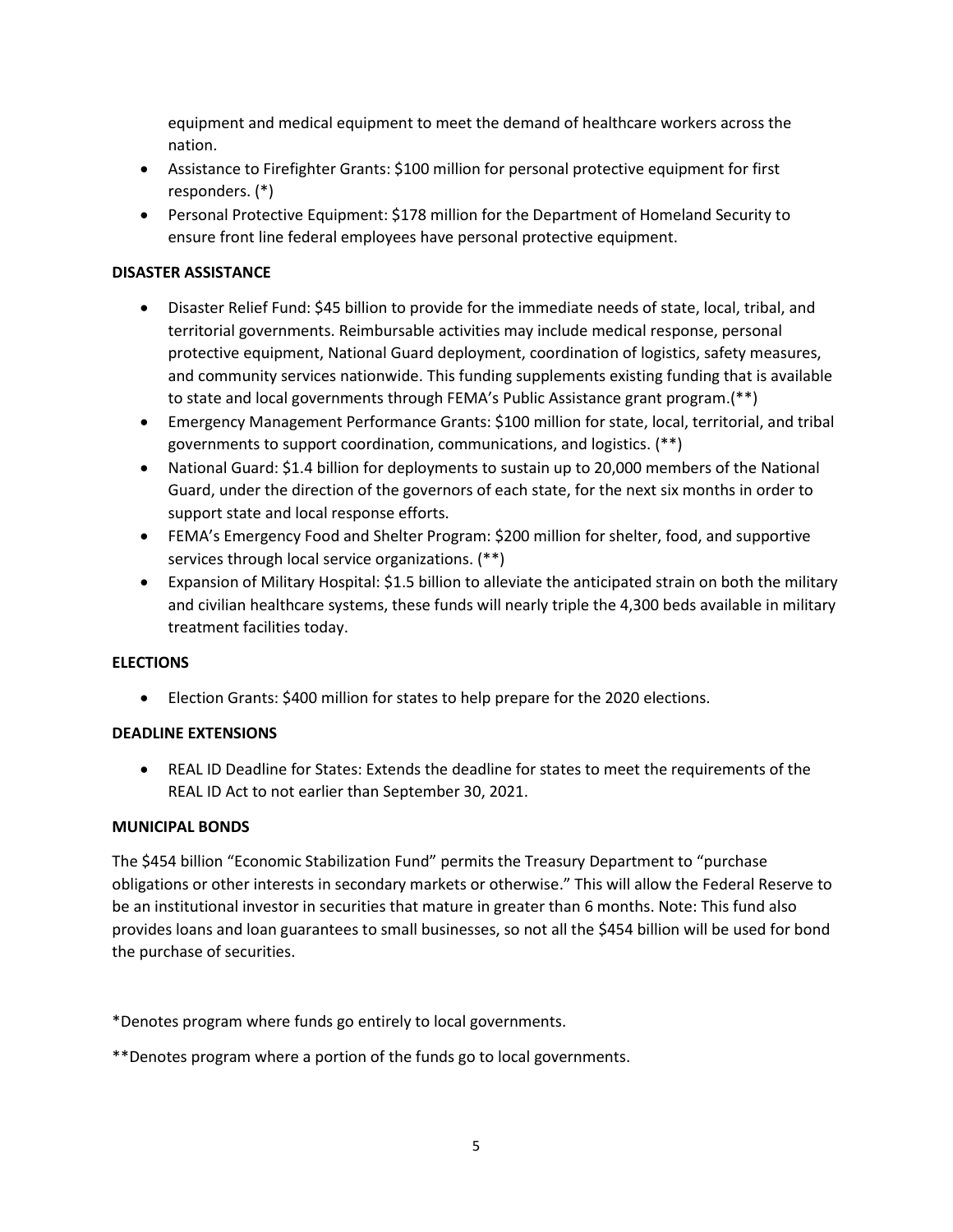equipment and medical equipment to meet the demand of healthcare workers across the nation.

- Assistance to Firefighter Grants: $100 million for personal protective equipment for first responders. (*)
- Personal Protective Equipment: $178 million for the Department of Homeland Security to ensure front line federal employees have personal protective equipment.

**DISASTER ASSISTANCE**

- Disaster Relief Fund: $45 billion to provide for the immediate needs of state, local, tribal, and territorial governments. Reimbursable activities may include medical response, personal protective equipment, National Guard deployment, coordination of logistics, safety measures, and community services nationwide. This funding supplements existing funding that is available to state and local governments through FEMA's Public Assistance grant program.(**)
- Emergency Management Performance Grants: $100 million for state, local, territorial, and tribal governments to support coordination, communications, and logistics. (**)
- National Guard: $1.4 billion for deployments to sustain up to 20,000 members of the National Guard, under the direction of the governors of each state, for the next six months in order to support state and local response efforts.
- FEMA's Emergency Food and Shelter Program: $200 million for shelter, food, and supportive services through local service organizations. (**)
- Expansion of Military Hospital: $1.5 billion to alleviate the anticipated strain on both the military and civilian healthcare systems, these funds will nearly triple the 4,300 beds available in military treatment facilities today.

**ELECTIONS**

- Election Grants: $400 million for states to help prepare for the 2020 elections.

**DEADLINE EXTENSIONS**

- REAL ID Deadline for States: Extends the deadline for states to meet the requirements of the REAL ID Act to not earlier than September 30, 2021.

**MUNICIPAL BONDS**

The $454 billion "Economic Stabilization Fund" permits the Treasury Department to "purchase obligations or other interests in secondary markets or otherwise." This will allow the Federal Reserve to be an institutional investor in securities that mature in greater than 6 months. Note: This fund also provides loans and loan guarantees to small businesses, so not all the $454 billion will be used for bond the purchase of securities.

*Denotes program where funds go entirely to local governments.

**Denotes program where a portion of the funds go to local governments.